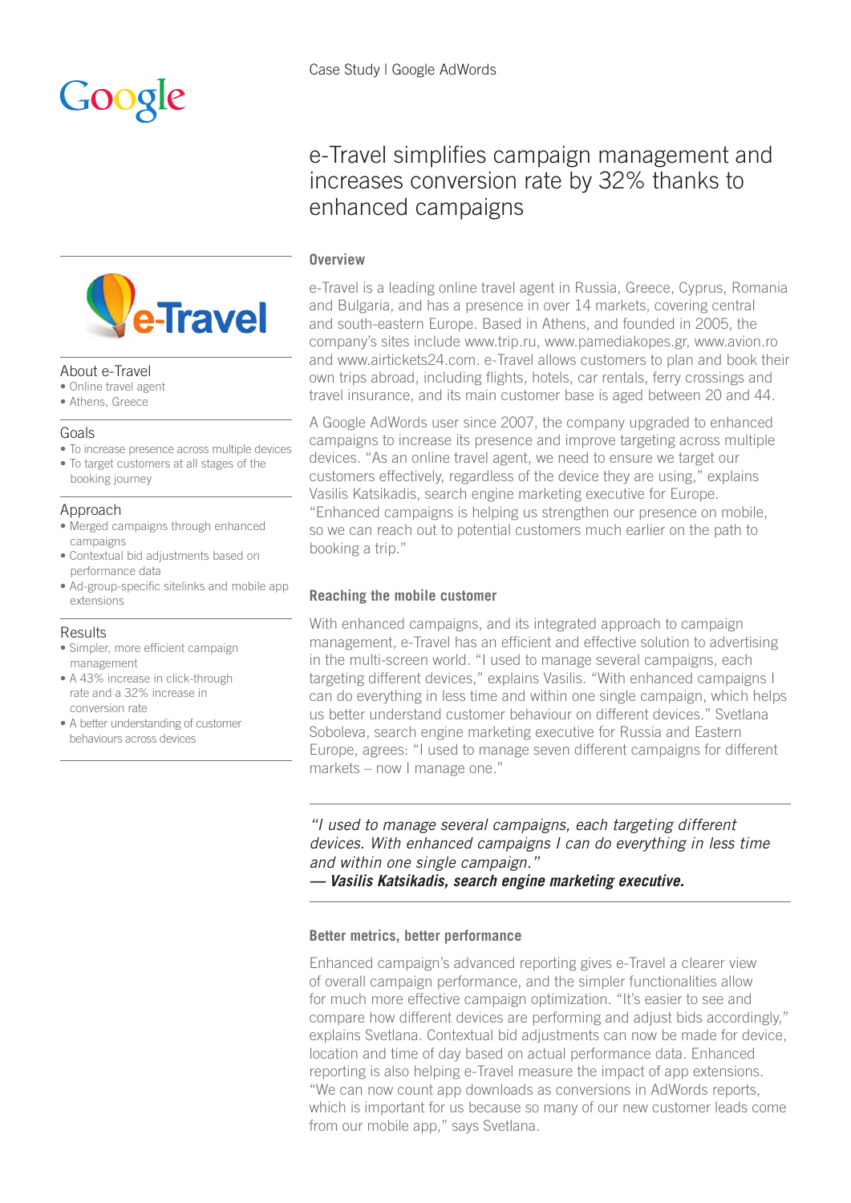Case Study | Google AdWords

# e-Travel simplifies campaign management and increases conversion rate by 32% thanks to enhanced campaigns

### About e-Travel

- Online travel agent
- Athens, Greece

### Goals

- To increase presence across multiple devices
- To target customers at all stages of the booking journey

### Approach

- Merged campaigns through enhanced campaigns
- Contextual bid adjustments based on performance data
- Ad-group-specific sitelinks and mobile app extensions

### Results

- Simpler, more efficient campaign management
- A 43% increase in click-through rate and a 32% increase in conversion rate
- A better understanding of customer behaviours across devices

## Overview

e-Travel is a leading online travel agent in Russia, Greece, Cyprus, Romania and Bulgaria, and has a presence in over 14 markets, covering central and south-eastern Europe. Based in Athens, and founded in 2005, the company's sites include www.trip.ru, www.pamediakopes.gr, www.avion.ro and www.airtickets24.com. e-Travel allows customers to plan and book their own trips abroad, including flights, hotels, car rentals, ferry crossings and travel insurance, and its main customer base is aged between 20 and 44.

A Google AdWords user since 2007, the company upgraded to enhanced campaigns to increase its presence and improve targeting across multiple devices. "As an online travel agent, we need to ensure we target our customers effectively, regardless of the device they are using," explains Vasilis Katsikadis, search engine marketing executive for Europe. "Enhanced campaigns is helping us strengthen our presence on mobile, so we can reach out to potential customers much earlier on the path to booking a trip."

## Reaching the mobile customer

With enhanced campaigns, and its integrated approach to campaign management, e-Travel has an efficient and effective solution to advertising in the multi-screen world. "I used to manage several campaigns, each targeting different devices," explains Vasilis. "With enhanced campaigns I can do everything in less time and within one single campaign, which helps us better understand customer behaviour on different devices." Svetlana Soboleva, search engine marketing executive for Russia and Eastern Europe, agrees: "I used to manage seven different campaigns for different markets – now I manage one."

> *"I used to manage several campaigns, each targeting different devices. With enhanced campaigns I can do everything in less time and within one single campaign."*
> ***— Vasilis Katsikadis, search engine marketing executive.***

## Better metrics, better performance

Enhanced campaign's advanced reporting gives e-Travel a clearer view of overall campaign performance, and the simpler functionalities allow for much more effective campaign optimization. "It's easier to see and compare how different devices are performing and adjust bids accordingly," explains Svetlana. Contextual bid adjustments can now be made for device, location and time of day based on actual performance data. Enhanced reporting is also helping e-Travel measure the impact of app extensions. "We can now count app downloads as conversions in AdWords reports, which is important for us because so many of our new customer leads come from our mobile app," says Svetlana.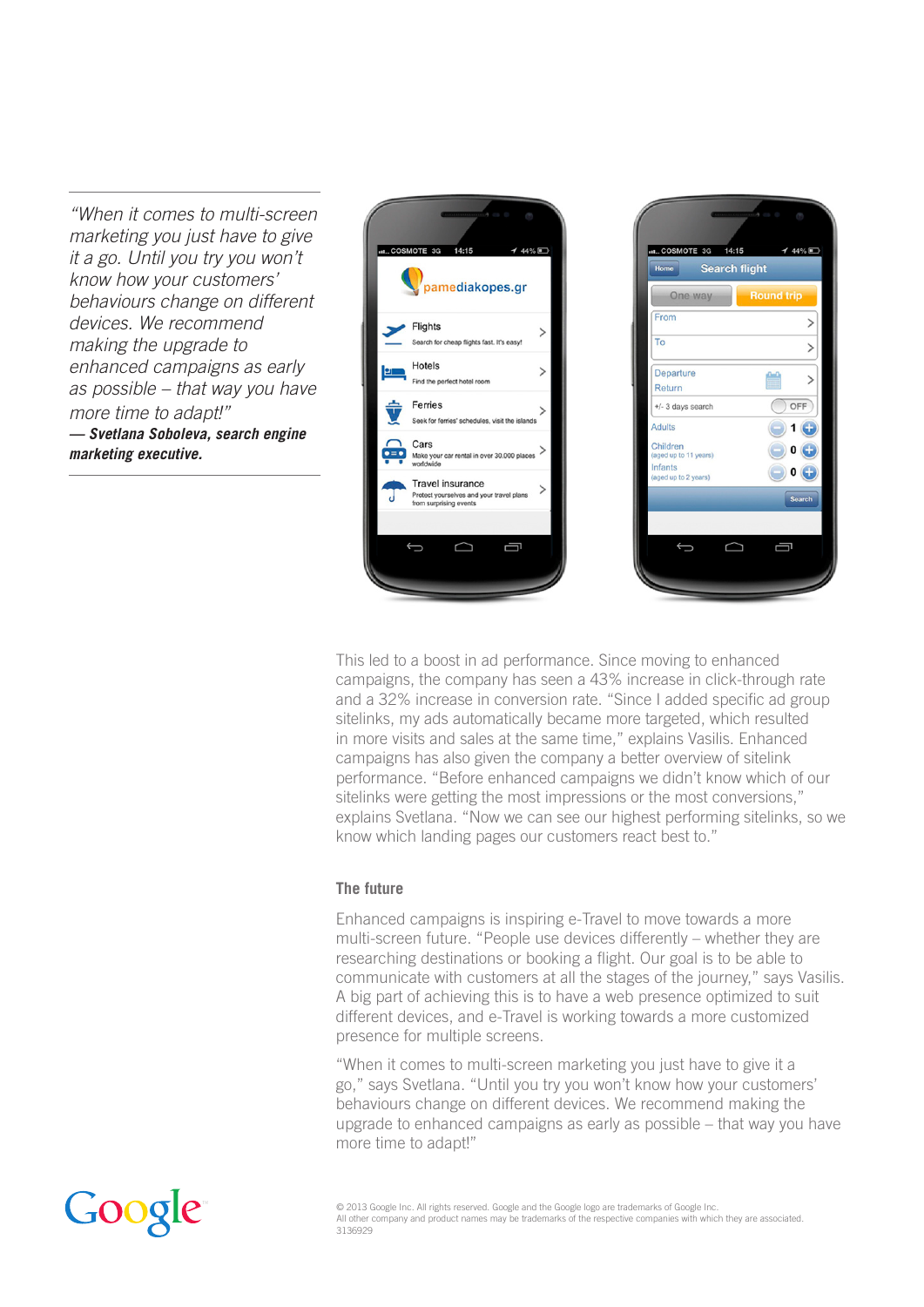*"When it comes to multi-screen marketing you just have to give it a go. Until you try you won't know how your customers' behaviours change on different devices. We recommend making the upgrade to enhanced campaigns as early as possible – that way you have more time to adapt!"*
***— Svetlana Soboleva, search engine marketing executive.***

This led to a boost in ad performance. Since moving to enhanced campaigns, the company has seen a 43% increase in click-through rate and a 32% increase in conversion rate. "Since I added specific ad group sitelinks, my ads automatically became more targeted, which resulted in more visits and sales at the same time," explains Vasilis. Enhanced campaigns has also given the company a better overview of sitelink performance. "Before enhanced campaigns we didn't know which of our sitelinks were getting the most impressions or the most conversions," explains Svetlana. "Now we can see our highest performing sitelinks, so we know which landing pages our customers react best to."

### The future

Enhanced campaigns is inspiring e-Travel to move towards a more multi-screen future. "People use devices differently – whether they are researching destinations or booking a flight. Our goal is to be able to communicate with customers at all the stages of the journey," says Vasilis. A big part of achieving this is to have a web presence optimized to suit different devices, and e-Travel is working towards a more customized presence for multiple screens.

"When it comes to multi-screen marketing you just have to give it a go," says Svetlana. "Until you try you won't know how your customers' behaviours change on different devices. We recommend making the upgrade to enhanced campaigns as early as possible – that way you have more time to adapt!"

Google

© 2013 Google Inc. All rights reserved. Google and the Google logo are trademarks of Google Inc.
All other company and product names may be trademarks of the respective companies with which they are associated.
3136929